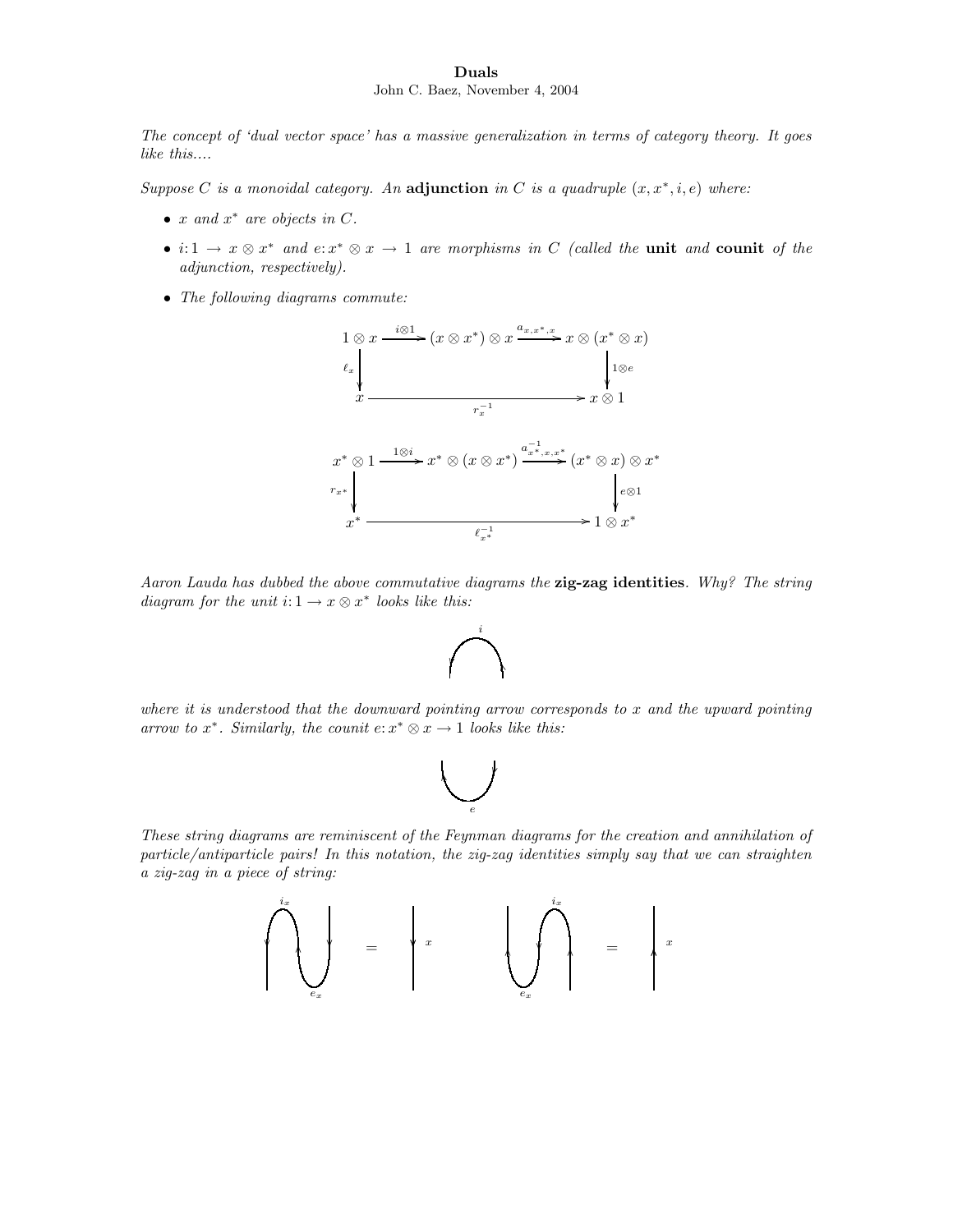# Duals

John C. Baez, November 4, 2004

*The concept of 'dual vector space' has a massive generalization in terms of category theory. It goes like this....*

*Suppose $C$ is a monoidal category. An* **adjunction** *in $C$ is a quadruple $(x, x^*, i, e)$ where:*

- *$x$ and $x^*$ are objects in $C$.*
- *$i \colon 1 \to x \otimes x^*$ and $e \colon x^* \otimes x \to 1$ are morphisms in $C$ (called the* **unit** *and* **counit** *of the adjunction, respectively).*
- *The following diagrams commute:*

$$
\begin{array}{ccccc}
1 \otimes x & \xrightarrow{i \otimes 1} & (x \otimes x^*) \otimes x & \xrightarrow{a_{x,x^*,x}} & x \otimes (x^* \otimes x) \\
\downarrow{\scriptstyle \ell_x} & & & & \downarrow{\scriptstyle 1 \otimes e} \\
x & & \xrightarrow{\quad r_x^{-1} \quad} & & x \otimes 1
\end{array}
$$

$$
\begin{array}{ccccc}
x^* \otimes 1 & \xrightarrow{1 \otimes i} & x^* \otimes (x \otimes x^*) & \xrightarrow{a^{-1}_{x^*,x,x^*}} & (x^* \otimes x) \otimes x^* \\
\downarrow{\scriptstyle r_{x^*}} & & & & \downarrow{\scriptstyle e \otimes 1} \\
x^* & & \xrightarrow{\quad \ell_{x^*}^{-1} \quad} & & 1 \otimes x^*
\end{array}
$$

*Aaron Lauda has dubbed the above commutative diagrams the* **zig-zag identities**. *Why? The string diagram for the unit $i \colon 1 \to x \otimes x^*$ looks like this:*

*where it is understood that the downward pointing arrow corresponds to $x$ and the upward pointing arrow to $x^*$. Similarly, the counit $e \colon x^* \otimes x \to 1$ looks like this:*

*These string diagrams are reminiscent of the Feynman diagrams for the creation and annihilation of particle/antiparticle pairs! In this notation, the zig-zag identities simply say that we can straighten a zig-zag in a piece of string:*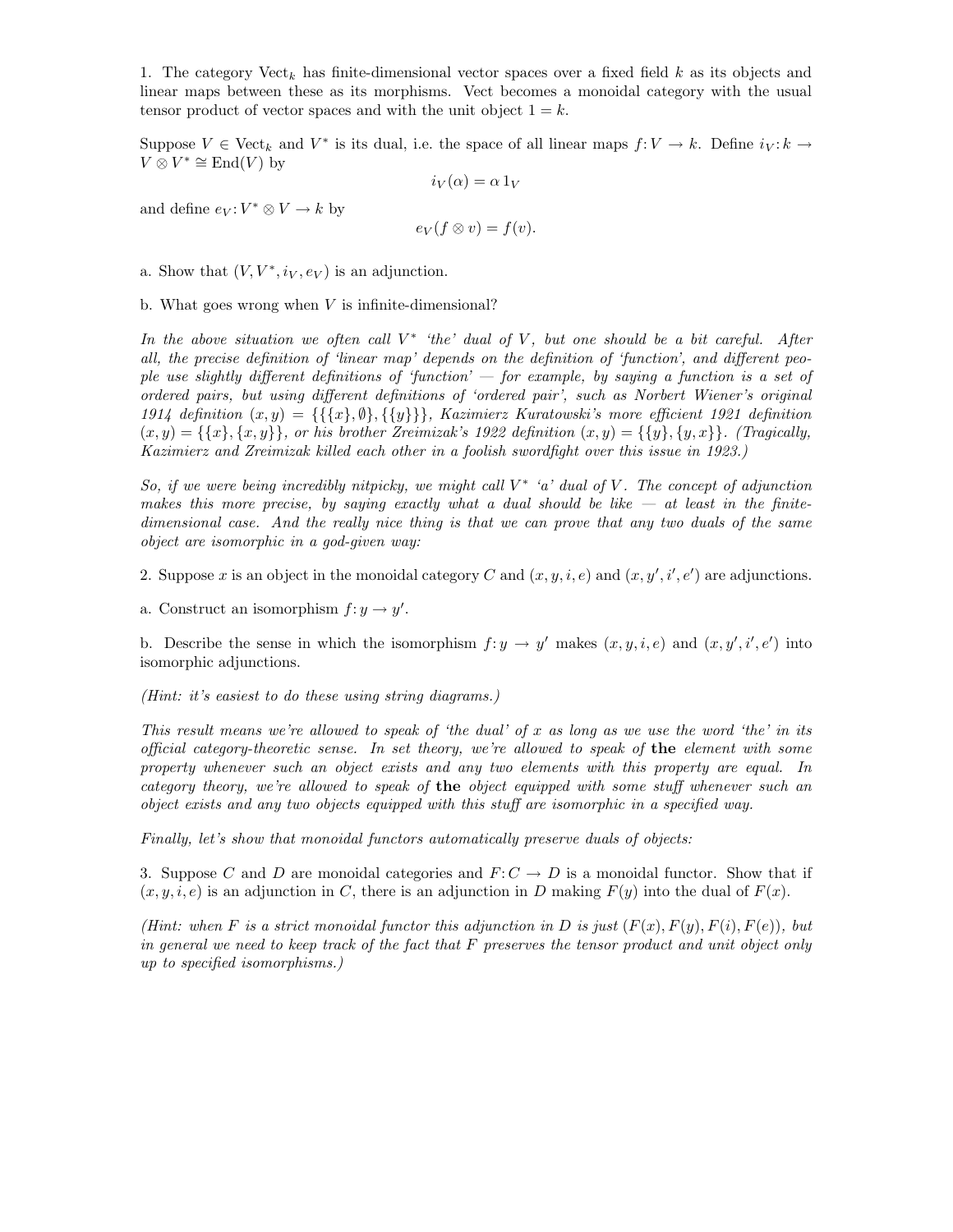1. The category $\text{Vect}_k$ has finite-dimensional vector spaces over a fixed field $k$ as its objects and linear maps between these as its morphisms. Vect becomes a monoidal category with the usual tensor product of vector spaces and with the unit object $1 = k$.

Suppose $V \in \text{Vect}_k$ and $V^*$ is its dual, i.e. the space of all linear maps $f: V \to k$. Define $i_V: k \to V \otimes V^* \cong \text{End}(V)$ by

$$i_V(\alpha) = \alpha \, 1_V$$

and define $e_V: V^* \otimes V \to k$ by

$$e_V(f \otimes v) = f(v).$$

a. Show that $(V, V^*, i_V, e_V)$ is an adjunction.

b. What goes wrong when $V$ is infinite-dimensional?

*In the above situation we often call $V^*$ 'the' dual of $V$, but one should be a bit careful. After all, the precise definition of 'linear map' depends on the definition of 'function', and different people use slightly different definitions of 'function' — for example, by saying a function is a set of ordered pairs, but using different definitions of 'ordered pair', such as Norbert Wiener's original 1914 definition $(x, y) = \{\{\{x\}, \emptyset\}, \{\{y\}\}\}$, Kazimierz Kuratowski's more efficient 1921 definition $(x, y) = \{\{x\}, \{x, y\}\}$, or his brother Zreimizak's 1922 definition $(x, y) = \{\{y\}, \{y, x\}\}$. (Tragically, Kazimierz and Zreimizak killed each other in a foolish swordfight over this issue in 1923.)*

*So, if we were being incredibly nitpicky, we might call $V^*$ 'a' dual of $V$. The concept of adjunction makes this more precise, by saying exactly what a dual should be like — at least in the finite-dimensional case. And the really nice thing is that we can prove that any two duals of the same object are isomorphic in a god-given way:*

2. Suppose $x$ is an object in the monoidal category $C$ and $(x, y, i, e)$ and $(x, y', i', e')$ are adjunctions.

a. Construct an isomorphism $f: y \to y'$.

b. Describe the sense in which the isomorphism $f: y \to y'$ makes $(x, y, i, e)$ and $(x, y', i', e')$ into isomorphic adjunctions.

*(Hint: it's easiest to do these using string diagrams.)*

*This result means we're allowed to speak of 'the dual' of $x$ as long as we use the word 'the' in its official category-theoretic sense. In set theory, we're allowed to speak of* **the** *element with some property whenever such an object exists and any two elements with this property are equal. In category theory, we're allowed to speak of* **the** *object equipped with some stuff whenever such an object exists and any two objects equipped with this stuff are isomorphic in a specified way.*

*Finally, let's show that monoidal functors automatically preserve duals of objects:*

3. Suppose $C$ and $D$ are monoidal categories and $F: C \to D$ is a monoidal functor. Show that if $(x, y, i, e)$ is an adjunction in $C$, there is an adjunction in $D$ making $F(y)$ into the dual of $F(x)$.

*(Hint: when $F$ is a strict monoidal functor this adjunction in $D$ is just $(F(x), F(y), F(i), F(e))$, but in general we need to keep track of the fact that $F$ preserves the tensor product and unit object only up to specified isomorphisms.)*